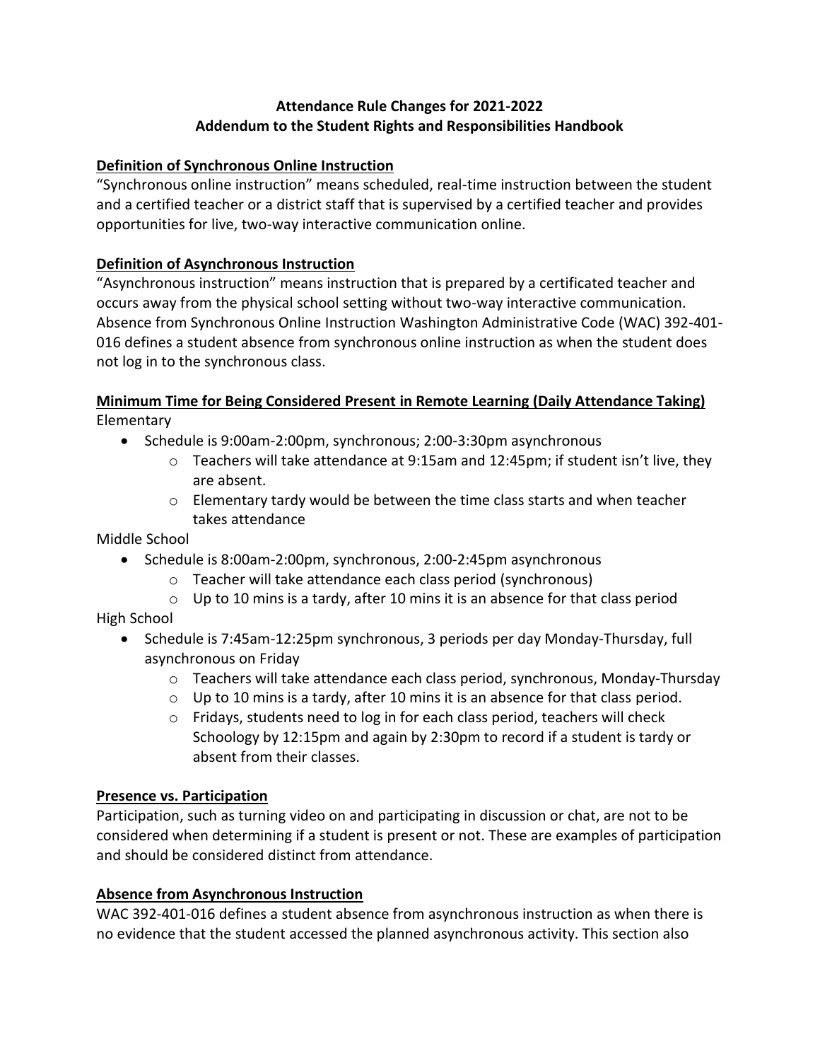**Attendance Rule Changes for 2021-2022**
**Addendum to the Student Rights and Responsibilities Handbook**

## Definition of Synchronous Online Instruction

"Synchronous online instruction" means scheduled, real-time instruction between the student and a certified teacher or a district staff that is supervised by a certified teacher and provides opportunities for live, two-way interactive communication online.

## Definition of Asynchronous Instruction

"Asynchronous instruction" means instruction that is prepared by a certificated teacher and occurs away from the physical school setting without two-way interactive communication. Absence from Synchronous Online Instruction Washington Administrative Code (WAC) 392-401-016 defines a student absence from synchronous online instruction as when the student does not log in to the synchronous class.

## Minimum Time for Being Considered Present in Remote Learning (Daily Attendance Taking)

Elementary

- Schedule is 9:00am-2:00pm, synchronous; 2:00-3:30pm asynchronous
  - Teachers will take attendance at 9:15am and 12:45pm; if student isn't live, they are absent.
  - Elementary tardy would be between the time class starts and when teacher takes attendance

Middle School

- Schedule is 8:00am-2:00pm, synchronous, 2:00-2:45pm asynchronous
  - Teacher will take attendance each class period (synchronous)
  - Up to 10 mins is a tardy, after 10 mins it is an absence for that class period

High School

- Schedule is 7:45am-12:25pm synchronous, 3 periods per day Monday-Thursday, full asynchronous on Friday
  - Teachers will take attendance each class period, synchronous, Monday-Thursday
  - Up to 10 mins is a tardy, after 10 mins it is an absence for that class period.
  - Fridays, students need to log in for each class period, teachers will check Schoology by 12:15pm and again by 2:30pm to record if a student is tardy or absent from their classes.

## Presence vs. Participation

Participation, such as turning video on and participating in discussion or chat, are not to be considered when determining if a student is present or not. These are examples of participation and should be considered distinct from attendance.

## Absence from Asynchronous Instruction

WAC 392-401-016 defines a student absence from asynchronous instruction as when there is no evidence that the student accessed the planned asynchronous activity. This section also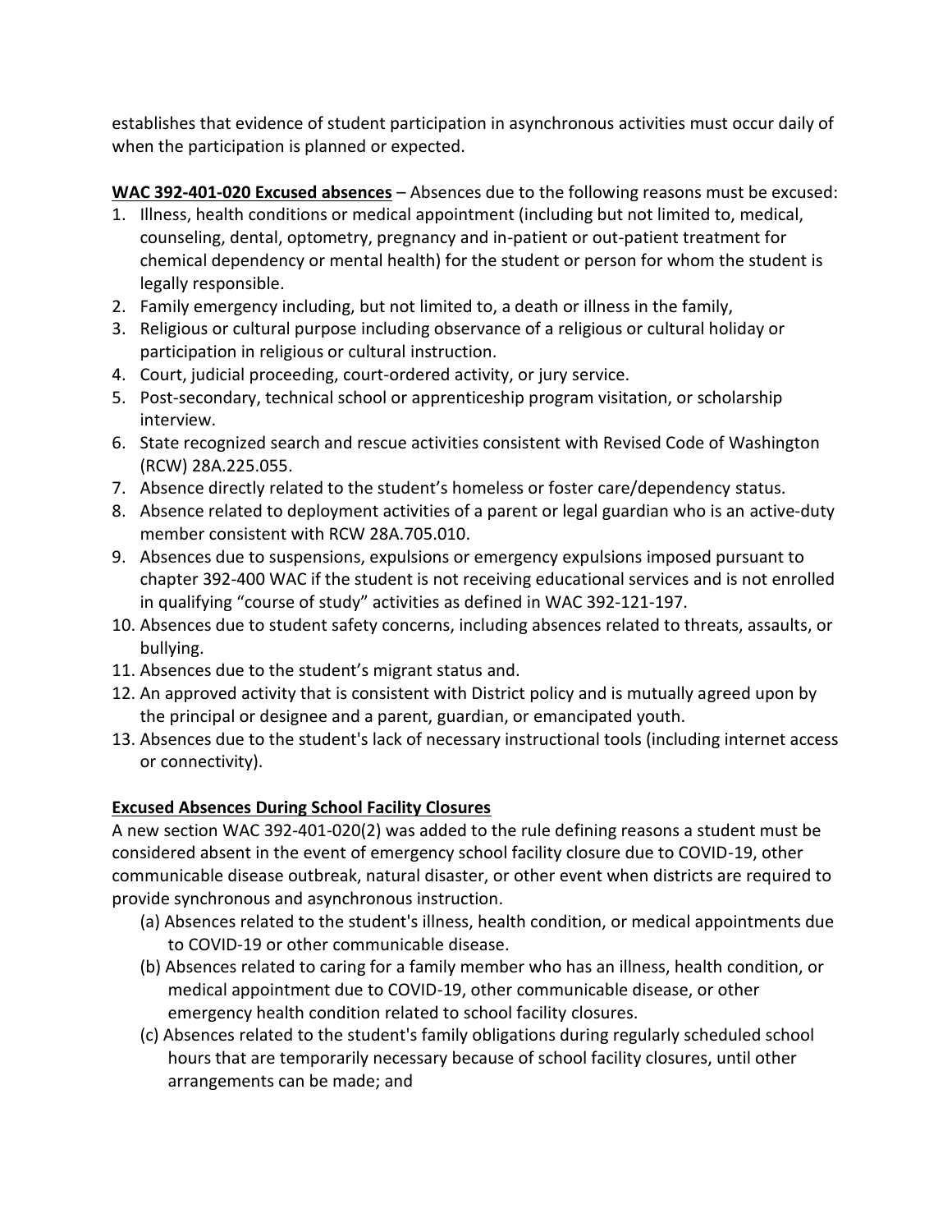establishes that evidence of student participation in asynchronous activities must occur daily of when the participation is planned or expected.

**WAC 392-401-020 Excused absences** – Absences due to the following reasons must be excused:

1. Illness, health conditions or medical appointment (including but not limited to, medical, counseling, dental, optometry, pregnancy and in-patient or out-patient treatment for chemical dependency or mental health) for the student or person for whom the student is legally responsible.
2. Family emergency including, but not limited to, a death or illness in the family,
3. Religious or cultural purpose including observance of a religious or cultural holiday or participation in religious or cultural instruction.
4. Court, judicial proceeding, court-ordered activity, or jury service.
5. Post-secondary, technical school or apprenticeship program visitation, or scholarship interview.
6. State recognized search and rescue activities consistent with Revised Code of Washington (RCW) 28A.225.055.
7. Absence directly related to the student's homeless or foster care/dependency status.
8. Absence related to deployment activities of a parent or legal guardian who is an active-duty member consistent with RCW 28A.705.010.
9. Absences due to suspensions, expulsions or emergency expulsions imposed pursuant to chapter 392-400 WAC if the student is not receiving educational services and is not enrolled in qualifying "course of study" activities as defined in WAC 392-121-197.
10. Absences due to student safety concerns, including absences related to threats, assaults, or bullying.
11. Absences due to the student's migrant status and.
12. An approved activity that is consistent with District policy and is mutually agreed upon by the principal or designee and a parent, guardian, or emancipated youth.
13. Absences due to the student's lack of necessary instructional tools (including internet access or connectivity).

**Excused Absences During School Facility Closures**

A new section WAC 392-401-020(2) was added to the rule defining reasons a student must be considered absent in the event of emergency school facility closure due to COVID-19, other communicable disease outbreak, natural disaster, or other event when districts are required to provide synchronous and asynchronous instruction.

(a) Absences related to the student's illness, health condition, or medical appointments due to COVID-19 or other communicable disease.

(b) Absences related to caring for a family member who has an illness, health condition, or medical appointment due to COVID-19, other communicable disease, or other emergency health condition related to school facility closures.

(c) Absences related to the student's family obligations during regularly scheduled school hours that are temporarily necessary because of school facility closures, until other arrangements can be made; and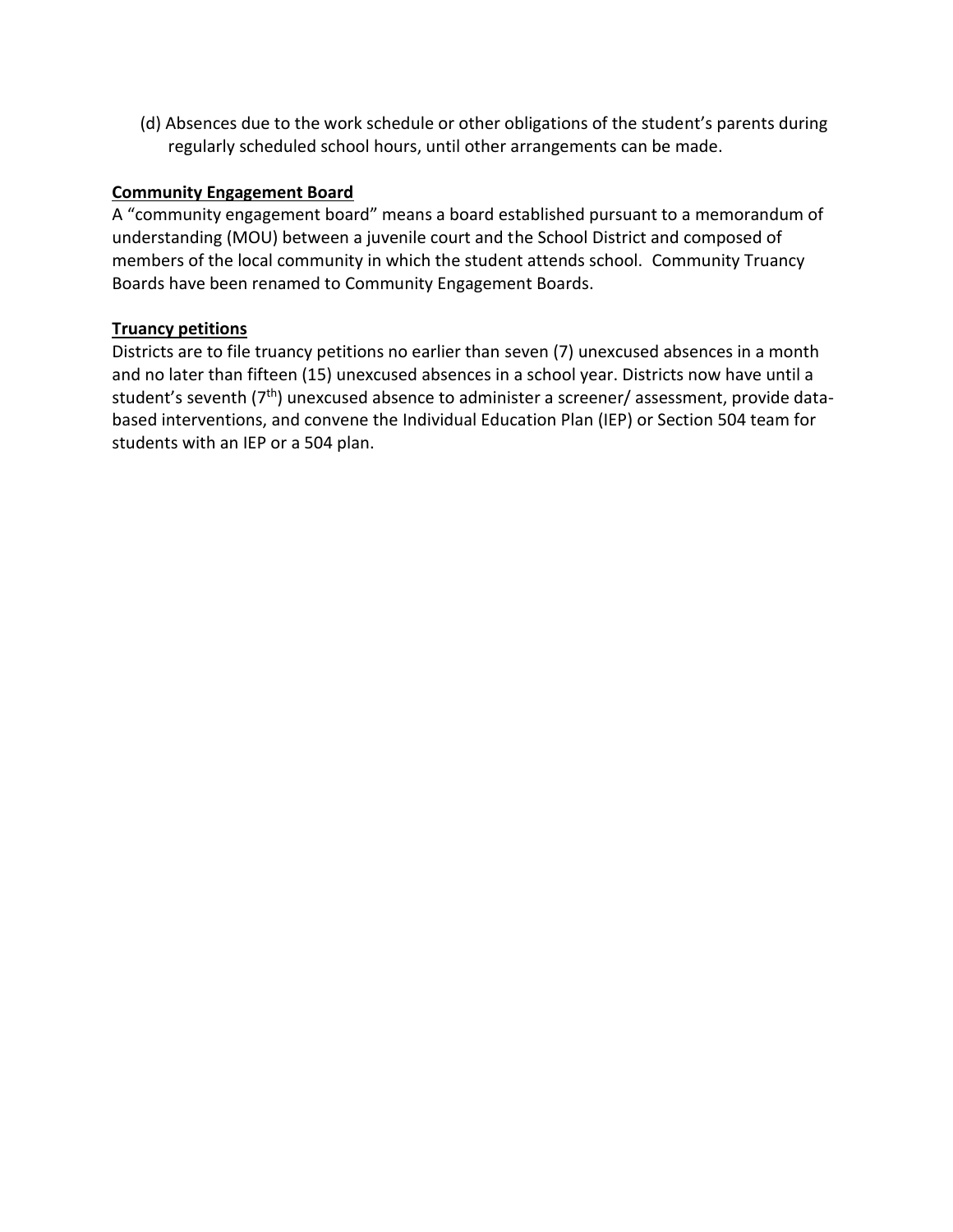(d) Absences due to the work schedule or other obligations of the student's parents during regularly scheduled school hours, until other arrangements can be made.

**Community Engagement Board**

A "community engagement board" means a board established pursuant to a memorandum of understanding (MOU) between a juvenile court and the School District and composed of members of the local community in which the student attends school. Community Truancy Boards have been renamed to Community Engagement Boards.

**Truancy petitions**

Districts are to file truancy petitions no earlier than seven (7) unexcused absences in a month and no later than fifteen (15) unexcused absences in a school year. Districts now have until a student's seventh (7th) unexcused absence to administer a screener/ assessment, provide data-based interventions, and convene the Individual Education Plan (IEP) or Section 504 team for students with an IEP or a 504 plan.